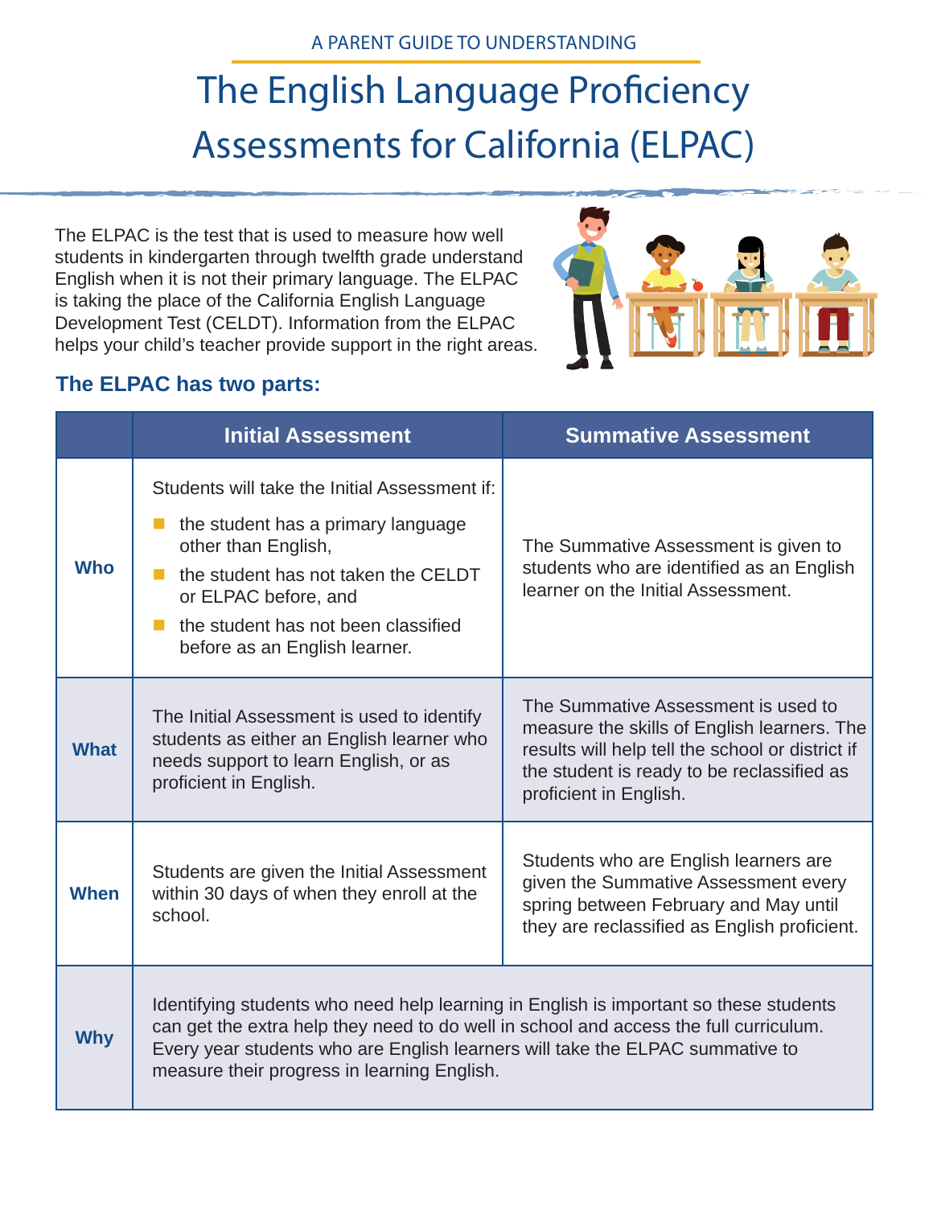A PARENT GUIDE TO UNDERSTANDING

# The English Language Proficiency Assessments for California (ELPAC)

The ELPAC is the test that is used to measure how well students in kindergarten through twelfth grade understand English when it is not their primary language. The ELPAC is taking the place of the California English Language Development Test (CELDT). Information from the ELPAC helps your child's teacher provide support in the right areas.

## The ELPAC has two parts:

| | Initial Assessment | Summative Assessment |
|---|---|---|
| **Who** | Students will take the Initial Assessment if: <br> - the student has a primary language other than English, <br> - the student has not taken the CELDT or ELPAC before, and <br> - the student has not been classified before as an English learner. | The Summative Assessment is given to students who are identified as an English learner on the Initial Assessment. |
| **What** | The Initial Assessment is used to identify students as either an English learner who needs support to learn English, or as proficient in English. | The Summative Assessment is used to measure the skills of English learners. The results will help tell the school or district if the student is ready to be reclassified as proficient in English. |
| **When** | Students are given the Initial Assessment within 30 days of when they enroll at the school. | Students who are English learners are given the Summative Assessment every spring between February and May until they are reclassified as English proficient. |
| **Why** | Identifying students who need help learning in English is important so these students can get the extra help they need to do well in school and access the full curriculum. Every year students who are English learners will take the ELPAC summative to measure their progress in learning English. | |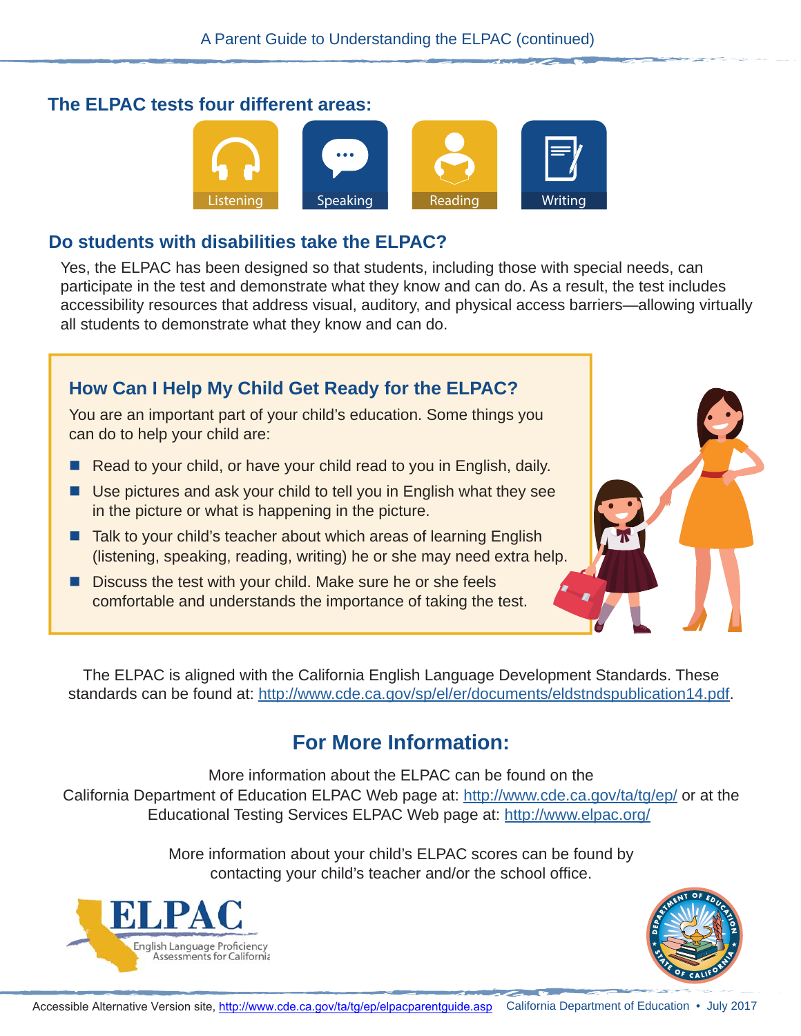## The ELPAC tests four different areas:

Listening

Speaking

Reading

Writing

## Do students with disabilities take the ELPAC?

Yes, the ELPAC has been designed so that students, including those with special needs, can participate in the test and demonstrate what they know and can do. As a result, the test includes accessibility resources that address visual, auditory, and physical access barriers—allowing virtually all students to demonstrate what they know and can do.

### How Can I Help My Child Get Ready for the ELPAC?

You are an important part of your child's education. Some things you can do to help your child are:

- Read to your child, or have your child read to you in English, daily.
- Use pictures and ask your child to tell you in English what they see in the picture or what is happening in the picture.
- Talk to your child's teacher about which areas of learning English (listening, speaking, reading, writing) he or she may need extra help.
- Discuss the test with your child. Make sure he or she feels comfortable and understands the importance of taking the test.

The ELPAC is aligned with the California English Language Development Standards. These standards can be found at: http://www.cde.ca.gov/sp/el/er/documents/eldstndspublication14.pdf.

## For More Information:

More information about the ELPAC can be found on the California Department of Education ELPAC Web page at: http://www.cde.ca.gov/ta/tg/ep/ or at the Educational Testing Services ELPAC Web page at: http://www.elpac.org/

More information about your child's ELPAC scores can be found by contacting your child's teacher and/or the school office.

ELPAC English Language Proficiency Assessments for California

Accessible Alternative Version site, http://www.cde.ca.gov/ta/tg/ep/elpacparentguide.asp California Department of Education • July 2017